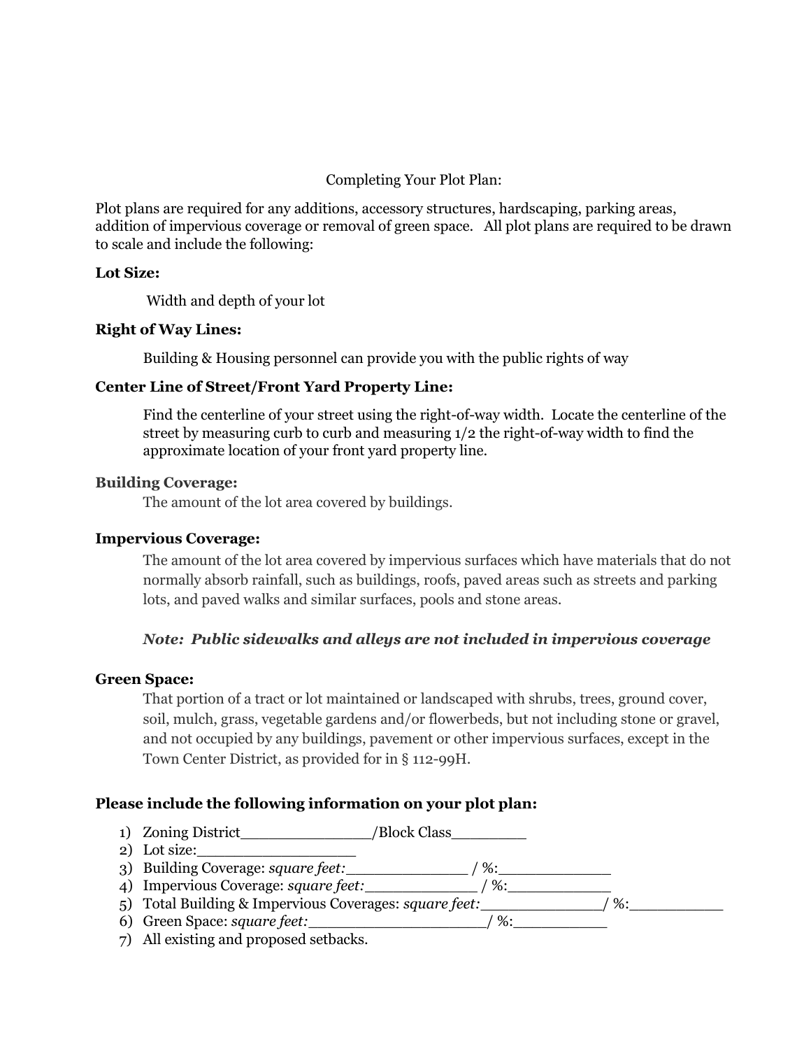Completing Your Plot Plan:

Plot plans are required for any additions, accessory structures, hardscaping, parking areas, addition of impervious coverage or removal of green space. All plot plans are required to be drawn to scale and include the following:

**Lot Size:**

Width and depth of your lot

**Right of Way Lines:**

Building & Housing personnel can provide you with the public rights of way

**Center Line of Street/Front Yard Property Line:**

Find the centerline of your street using the right-of-way width. Locate the centerline of the street by measuring curb to curb and measuring 1/2 the right-of-way width to find the approximate location of your front yard property line.

**Building Coverage:**

The amount of the lot area covered by buildings.

**Impervious Coverage:**

The amount of the lot area covered by impervious surfaces which have materials that do not normally absorb rainfall, such as buildings, roofs, paved areas such as streets and parking lots, and paved walks and similar surfaces, pools and stone areas.

***Note: Public sidewalks and alleys are not included in impervious coverage***

**Green Space:**

That portion of a tract or lot maintained or landscaped with shrubs, trees, ground cover, soil, mulch, grass, vegetable gardens and/or flowerbeds, but not including stone or gravel, and not occupied by any buildings, pavement or other impervious surfaces, except in the Town Center District, as provided for in § 112-99H.

**Please include the following information on your plot plan:**

1) Zoning District______________/Block Class________
2) Lot size:_________________
3) Building Coverage: *square feet:*_____________ / %:____________
4) Impervious Coverage: *square feet:*____________ / %:___________
5) Total Building & Impervious Coverages: *square feet:*_____________/ %:__________
6) Green Space: *square feet:*___________________/ %:__________
7) All existing and proposed setbacks.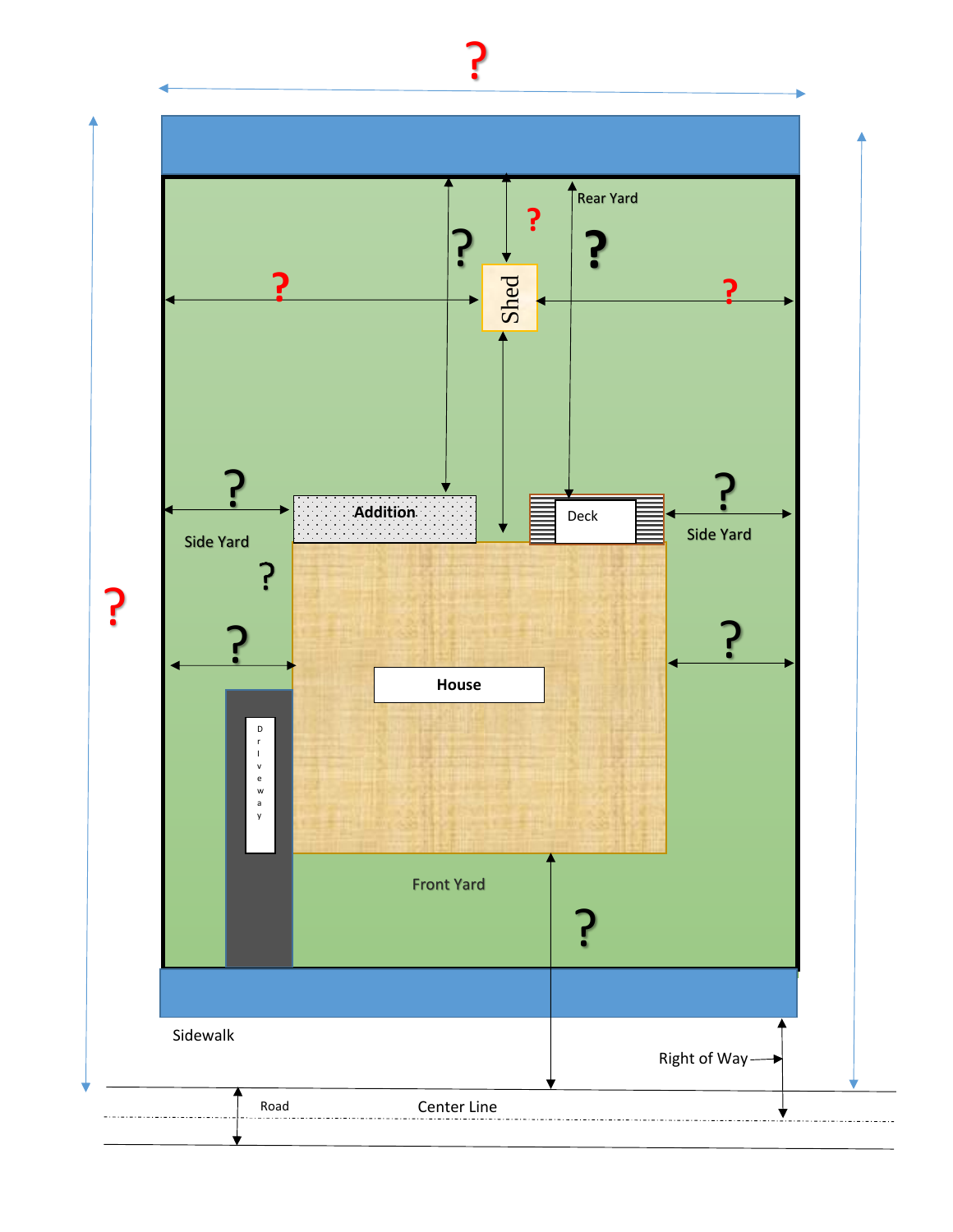?

Rear Yard

?

?

?

Shed

?

?

Side Yard

Addition

Deck

?

Side Yard

?

?

?

?

House

Driveway

Front Yard

?

Sidewalk

Right of Way

Road

Center Line